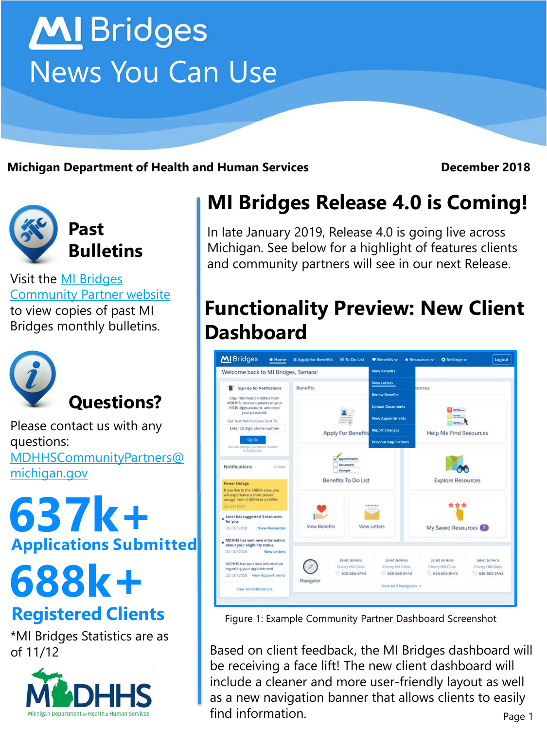# MI Bridges

## News You Can Use

**Michigan Department of Health and Human Services** **December 2018**

### Past Bulletins

Visit the MI Bridges Community Partner website to view copies of past MI Bridges monthly bulletins.

### Questions?

Please contact us with any questions: MDHHSCommunityPartners@michigan.gov

**637k+**
**Applications Submitted**

**688k+**
**Registered Clients**

*MI Bridges Statistics are as of 11/12

# MI Bridges Release 4.0 is Coming!

In late January 2019, Release 4.0 is going live across Michigan. See below for a highlight of features clients and community partners will see in our next Release.

## Functionality Preview: New Client Dashboard

Figure 1: Example Community Partner Dashboard Screenshot

Based on client feedback, the MI Bridges dashboard will be receiving a face lift! The new client dashboard will include a cleaner and more user-friendly layout as well as a new navigation banner that allows clients to easily find information.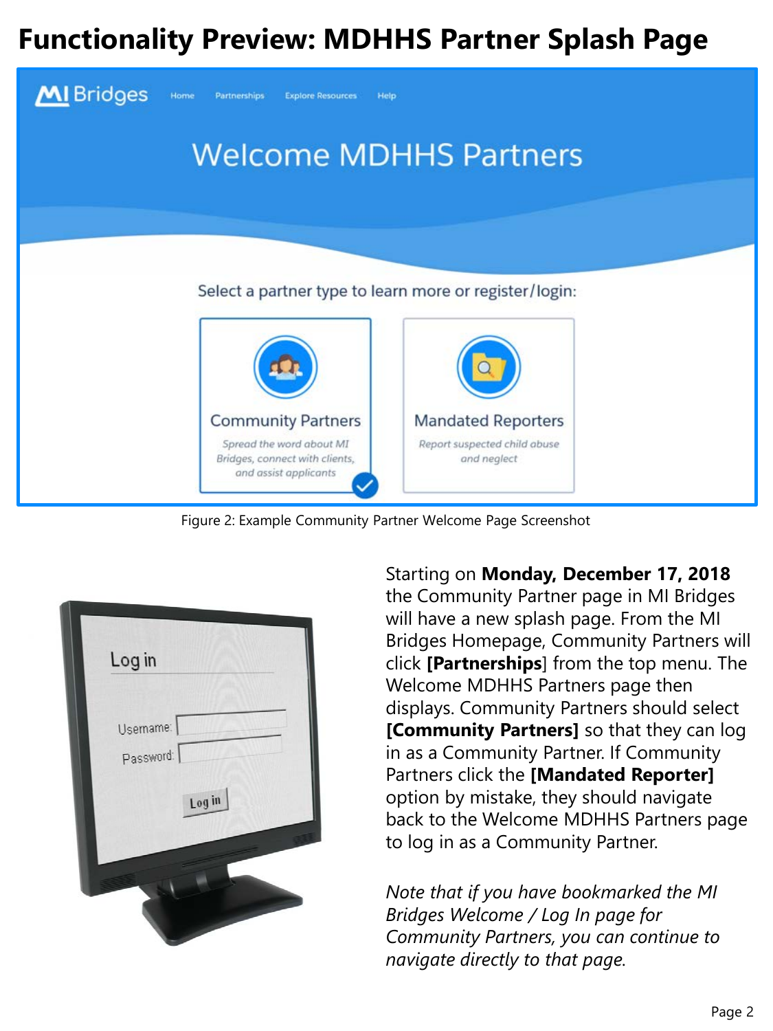# Functionality Preview: MDHHS Partner Splash Page

Figure 2: Example Community Partner Welcome Page Screenshot

Starting on **Monday, December 17, 2018** the Community Partner page in MI Bridges will have a new splash page. From the MI Bridges Homepage, Community Partners will click **[Partnerships**] from the top menu. The Welcome MDHHS Partners page then displays. Community Partners should select **[Community Partners]** so that they can log in as a Community Partner. If Community Partners click the **[Mandated Reporter]** option by mistake, they should navigate back to the Welcome MDHHS Partners page to log in as a Community Partner.

*Note that if you have bookmarked the MI Bridges Welcome / Log In page for Community Partners, you can continue to navigate directly to that page.*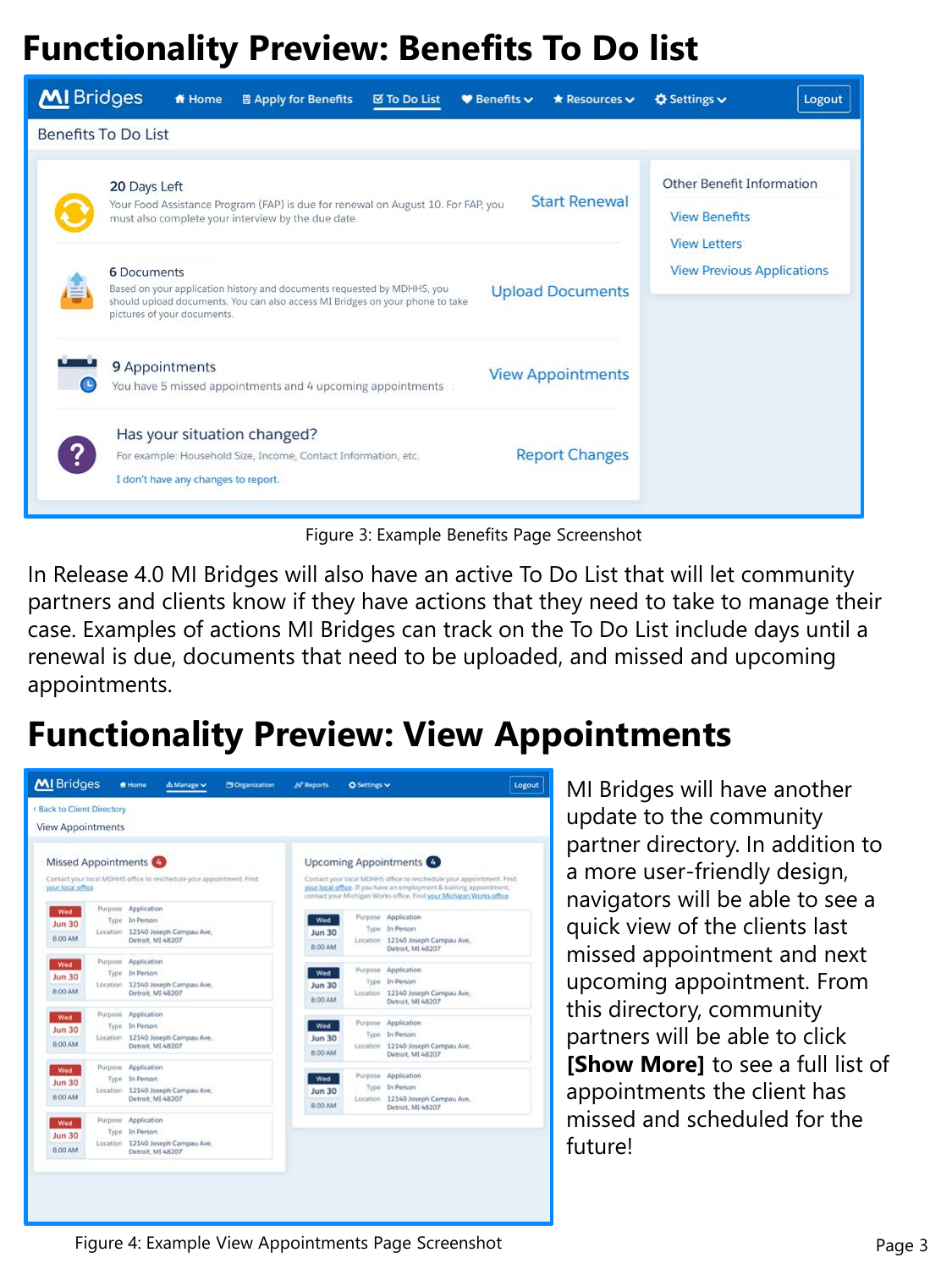# Functionality Preview: Benefits To Do list

Figure 3: Example Benefits Page Screenshot

In Release 4.0 MI Bridges will also have an active To Do List that will let community partners and clients know if they have actions that they need to take to manage their case. Examples of actions MI Bridges can track on the To Do List include days until a renewal is due, documents that need to be uploaded, and missed and upcoming appointments.

# Functionality Preview: View Appointments

MI Bridges will have another update to the community partner directory. In addition to a more user-friendly design, navigators will be able to see a quick view of the clients last missed appointment and next upcoming appointment. From this directory, community partners will be able to click **[Show More]** to see a full list of appointments the client has missed and scheduled for the future!

Figure 4: Example View Appointments Page Screenshot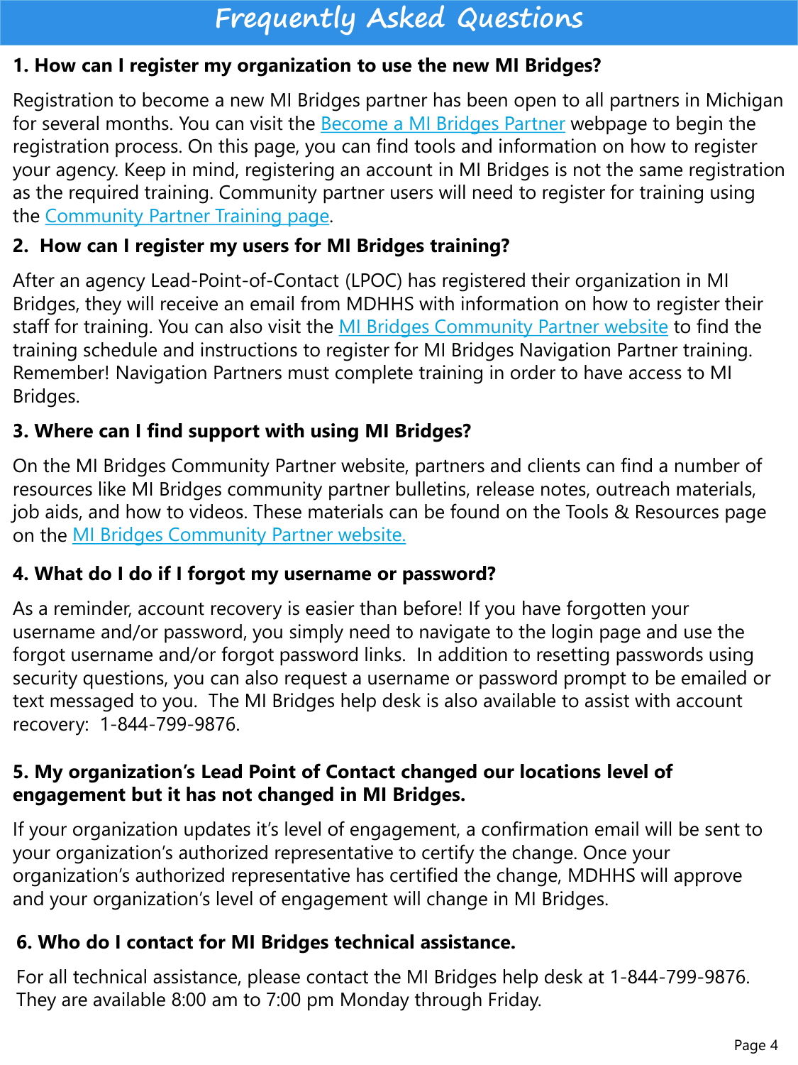# Frequently Asked Questions

**1. How can I register my organization to use the new MI Bridges?**

Registration to become a new MI Bridges partner has been open to all partners in Michigan for several months. You can visit the Become a MI Bridges Partner webpage to begin the registration process. On this page, you can find tools and information on how to register your agency. Keep in mind, registering an account in MI Bridges is not the same registration as the required training. Community partner users will need to register for training using the Community Partner Training page.

**2. How can I register my users for MI Bridges training?**

After an agency Lead-Point-of-Contact (LPOC) has registered their organization in MI Bridges, they will receive an email from MDHHS with information on how to register their staff for training. You can also visit the MI Bridges Community Partner website to find the training schedule and instructions to register for MI Bridges Navigation Partner training. Remember! Navigation Partners must complete training in order to have access to MI Bridges.

**3. Where can I find support with using MI Bridges?**

On the MI Bridges Community Partner website, partners and clients can find a number of resources like MI Bridges community partner bulletins, release notes, outreach materials, job aids, and how to videos. These materials can be found on the Tools & Resources page on the MI Bridges Community Partner website.

**4. What do I do if I forgot my username or password?**

As a reminder, account recovery is easier than before! If you have forgotten your username and/or password, you simply need to navigate to the login page and use the forgot username and/or forgot password links. In addition to resetting passwords using security questions, you can also request a username or password prompt to be emailed or text messaged to you. The MI Bridges help desk is also available to assist with account recovery: 1-844-799-9876.

**5. My organization's Lead Point of Contact changed our locations level of engagement but it has not changed in MI Bridges.**

If your organization updates it's level of engagement, a confirmation email will be sent to your organization's authorized representative to certify the change. Once your organization's authorized representative has certified the change, MDHHS will approve and your organization's level of engagement will change in MI Bridges.

**6. Who do I contact for MI Bridges technical assistance.**

For all technical assistance, please contact the MI Bridges help desk at 1-844-799-9876. They are available 8:00 am to 7:00 pm Monday through Friday.